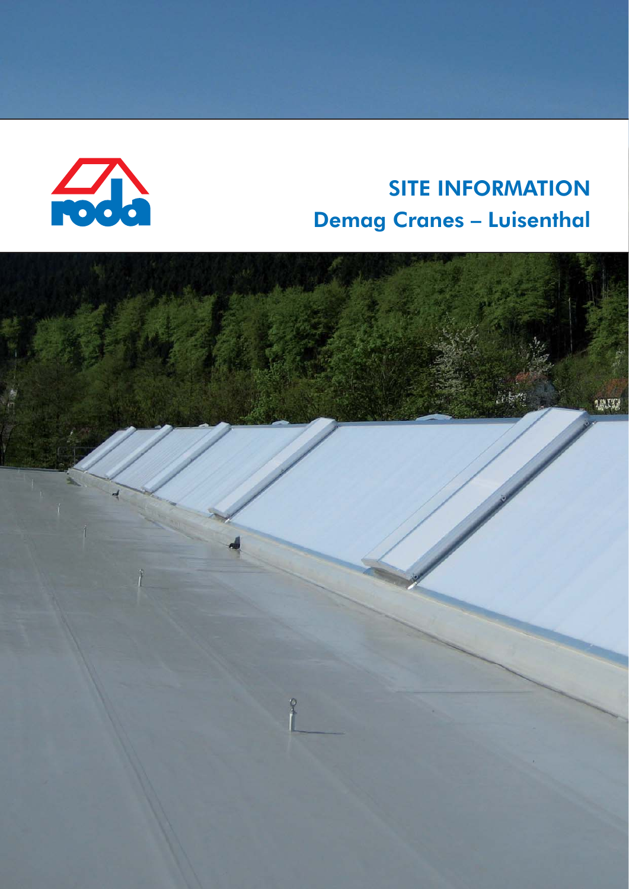roda

# SITE INFORMATION

## Demag Cranes – Luisenthal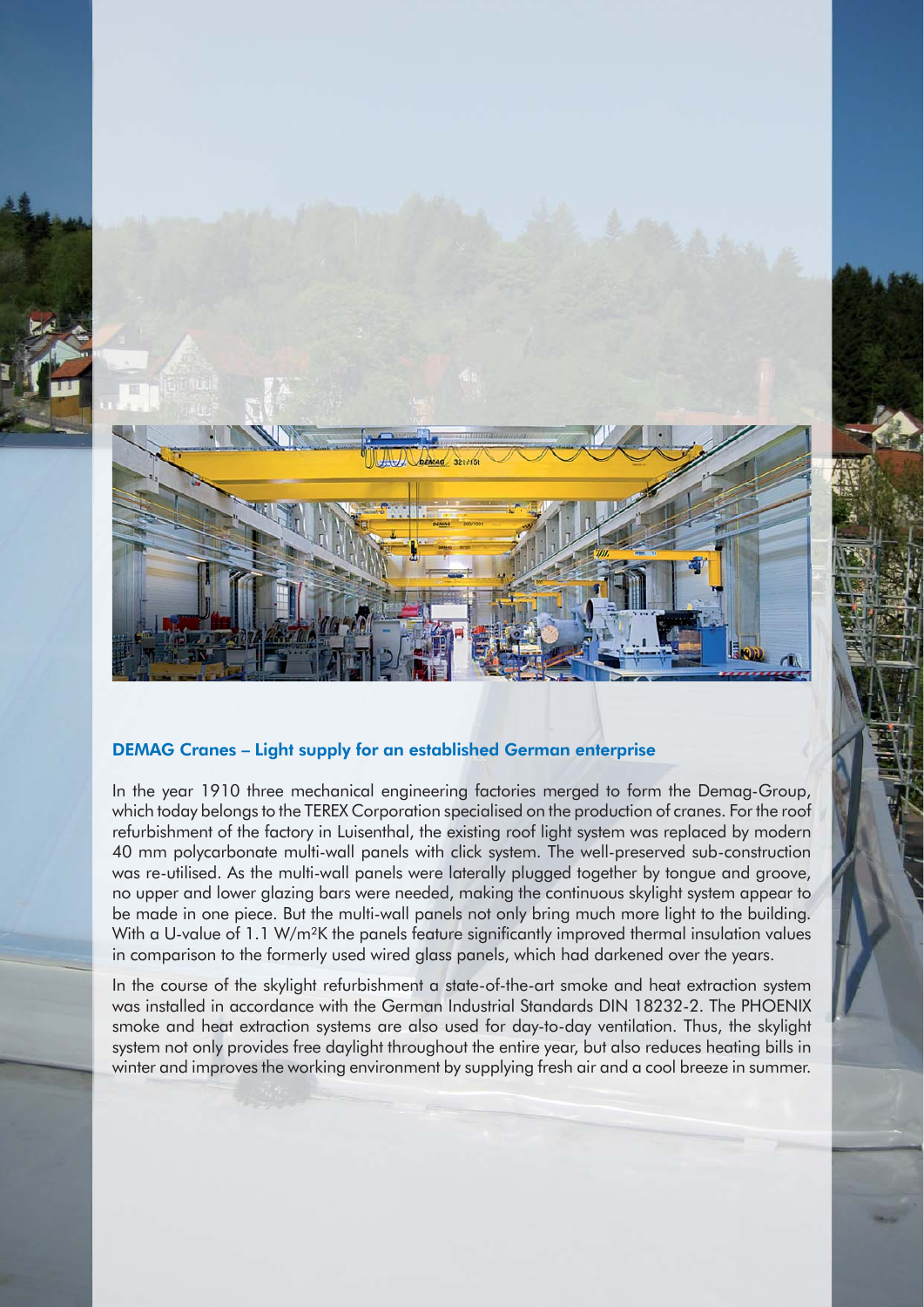## DEMAG Cranes – Light supply for an established German enterprise

In the year 1910 three mechanical engineering factories merged to form the Demag-Group, which today belongs to the TEREX Corporation specialised on the production of cranes. For the roof refurbishment of the factory in Luisenthal, the existing roof light system was replaced by modern 40 mm polycarbonate multi-wall panels with click system. The well-preserved sub-construction was re-utilised. As the multi-wall panels were laterally plugged together by tongue and groove, no upper and lower glazing bars were needed, making the continuous skylight system appear to be made in one piece. But the multi-wall panels not only bring much more light to the building. With a U-value of 1.1 $W/m^2K$ the panels feature significantly improved thermal insulation values in comparison to the formerly used wired glass panels, which had darkened over the years.

In the course of the skylight refurbishment a state-of-the-art smoke and heat extraction system was installed in accordance with the German Industrial Standards DIN 18232-2. The PHOENIX smoke and heat extraction systems are also used for day-to-day ventilation. Thus, the skylight system not only provides free daylight throughout the entire year, but also reduces heating bills in winter and improves the working environment by supplying fresh air and a cool breeze in summer.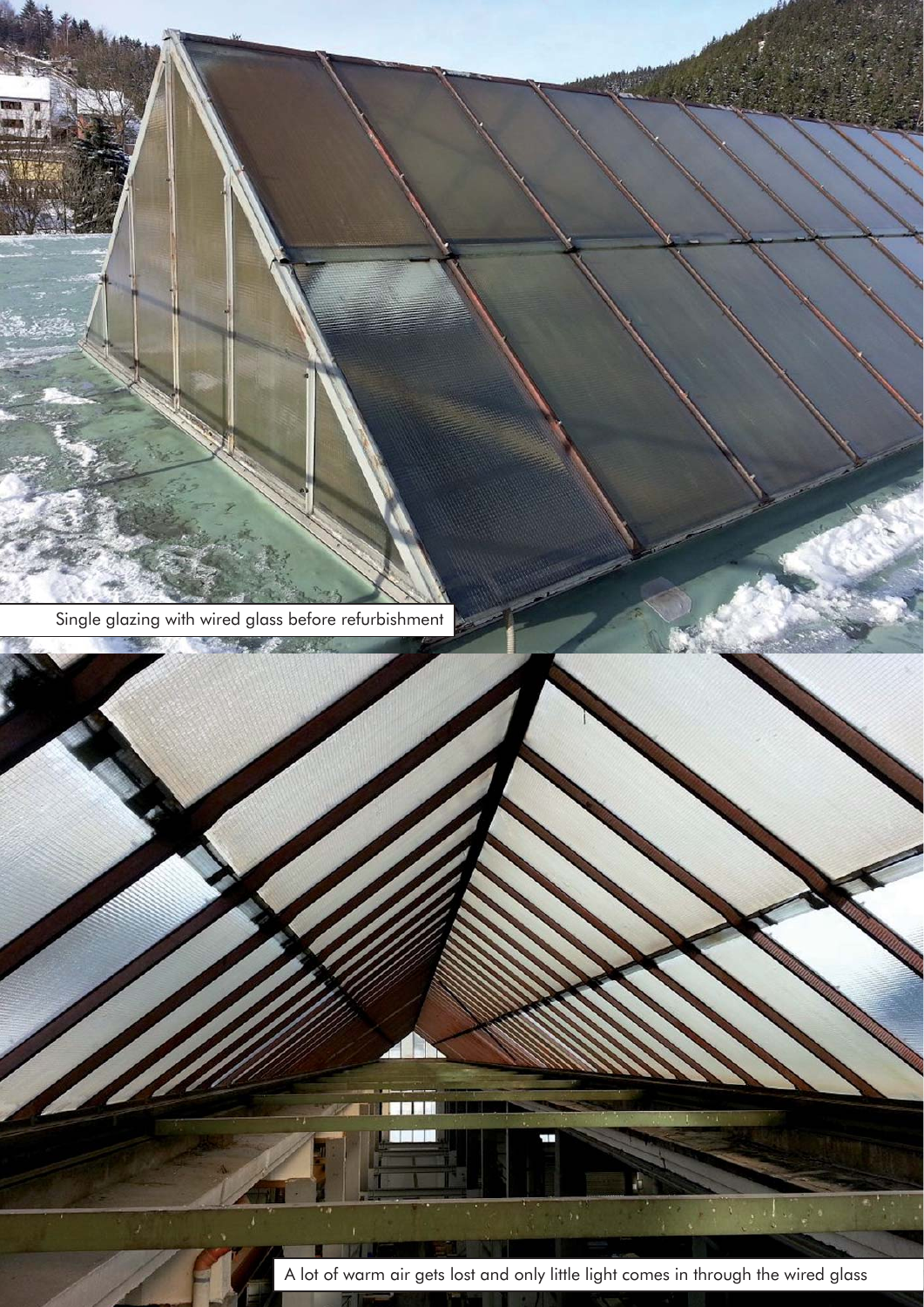Single glazing with wired glass before refurbishment

A lot of warm air gets lost and only little light comes in through the wired glass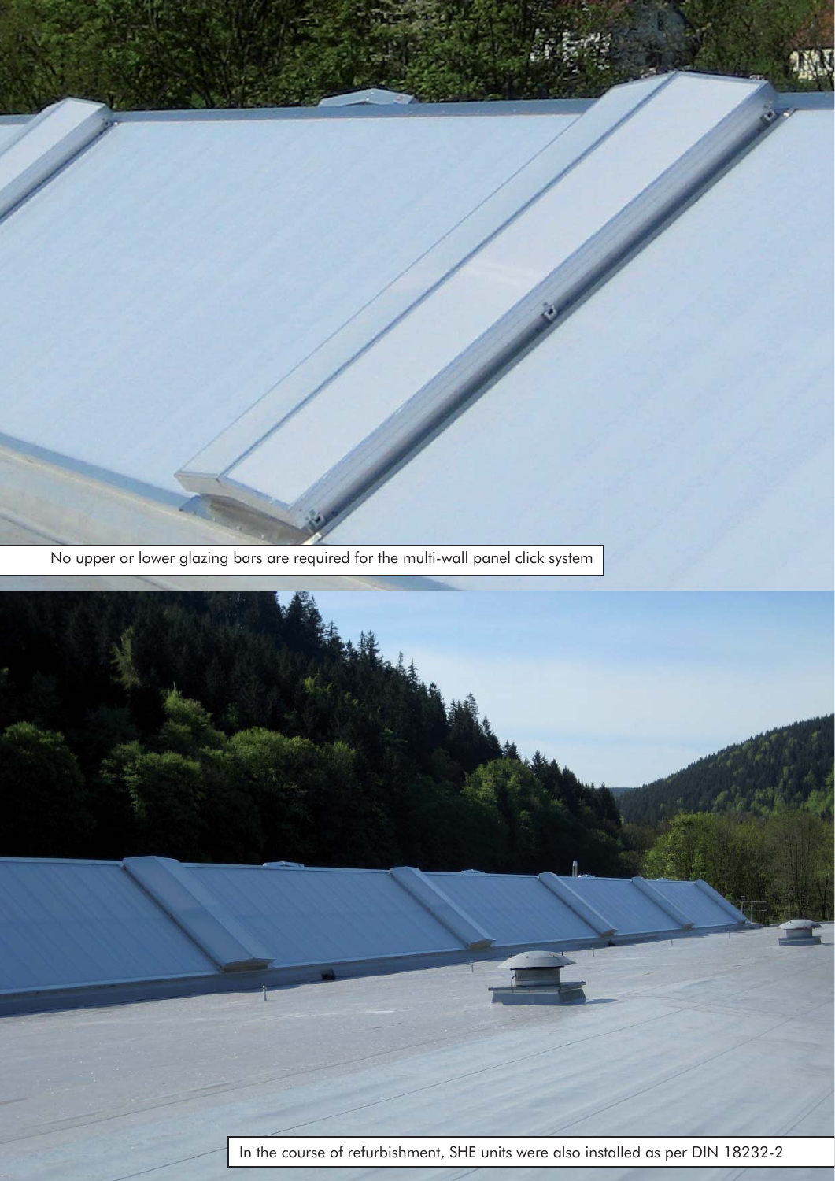No upper or lower glazing bars are required for the multi-wall panel click system

In the course of refurbishment, SHE units were also installed as per DIN 18232-2